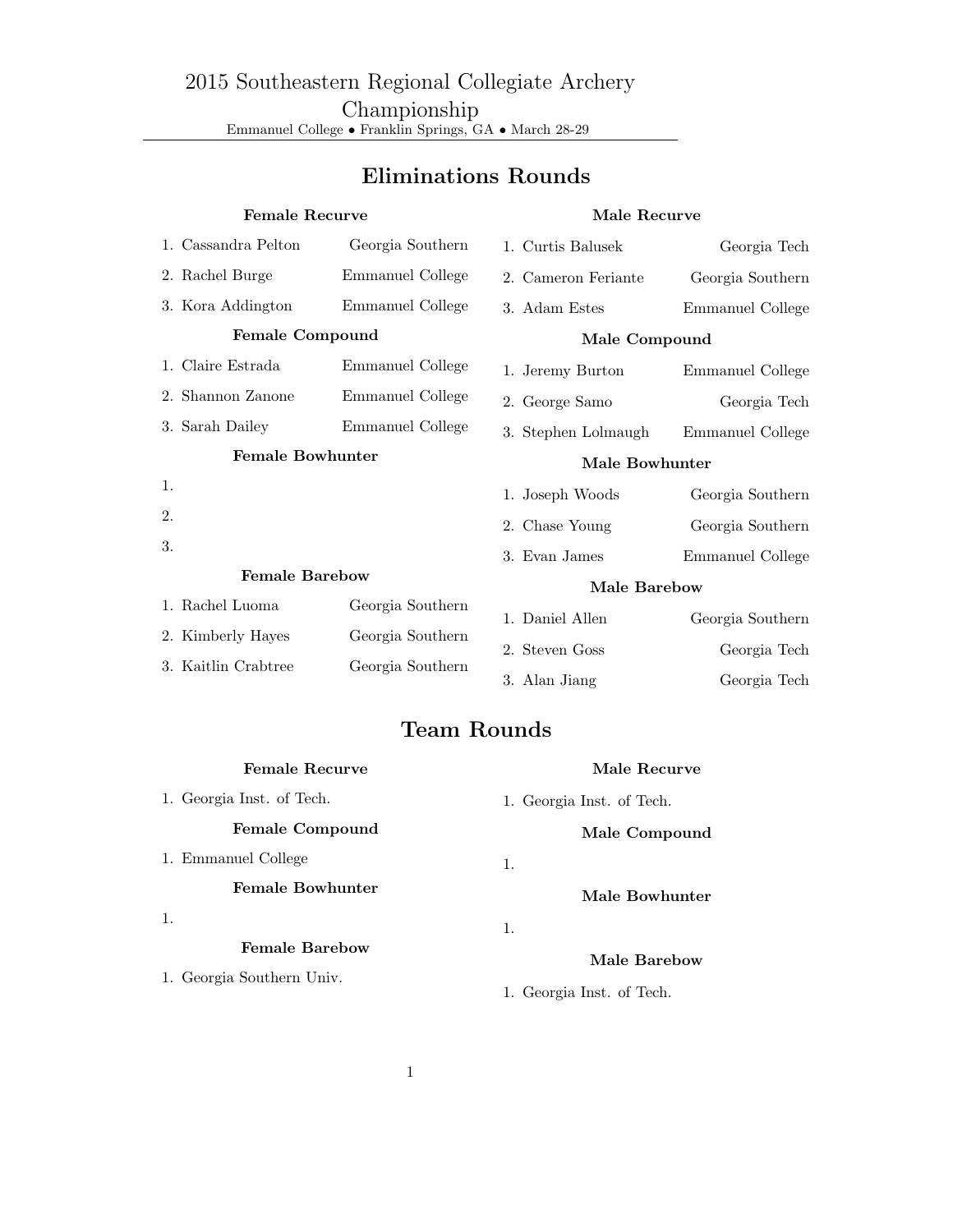# 2015 Southeastern Regional Collegiate Archery Championship

Emmanuel College • Franklin Springs, GA • March 28-29

## Eliminations Rounds

### Female Recurve

1. Cassandra Pelton — Georgia Southern
2. Rachel Burge — Emmanuel College
3. Kora Addington — Emmanuel College

### Female Compound

1. Claire Estrada — Emmanuel College
2. Shannon Zanone — Emmanuel College
3. Sarah Dailey — Emmanuel College

### Female Bowhunter

1.
2.
3.

### Female Barebow

1. Rachel Luoma — Georgia Southern
2. Kimberly Hayes — Georgia Southern
3. Kaitlin Crabtree — Georgia Southern

### Male Recurve

1. Curtis Balusek — Georgia Tech
2. Cameron Feriante — Georgia Southern
3. Adam Estes — Emmanuel College

### Male Compound

1. Jeremy Burton — Emmanuel College
2. George Samo — Georgia Tech
3. Stephen Lolmaugh — Emmanuel College

### Male Bowhunter

1. Joseph Woods — Georgia Southern
2. Chase Young — Georgia Southern
3. Evan James — Emmanuel College

### Male Barebow

1. Daniel Allen — Georgia Southern
2. Steven Goss — Georgia Tech
3. Alan Jiang — Georgia Tech

## Team Rounds

### Female Recurve

1. Georgia Inst. of Tech.

### Female Compound

1. Emmanuel College

### Female Bowhunter

1.

### Female Barebow

1. Georgia Southern Univ.

### Male Recurve

1. Georgia Inst. of Tech.

### Male Compound

1.

### Male Bowhunter

1.

### Male Barebow

1. Georgia Inst. of Tech.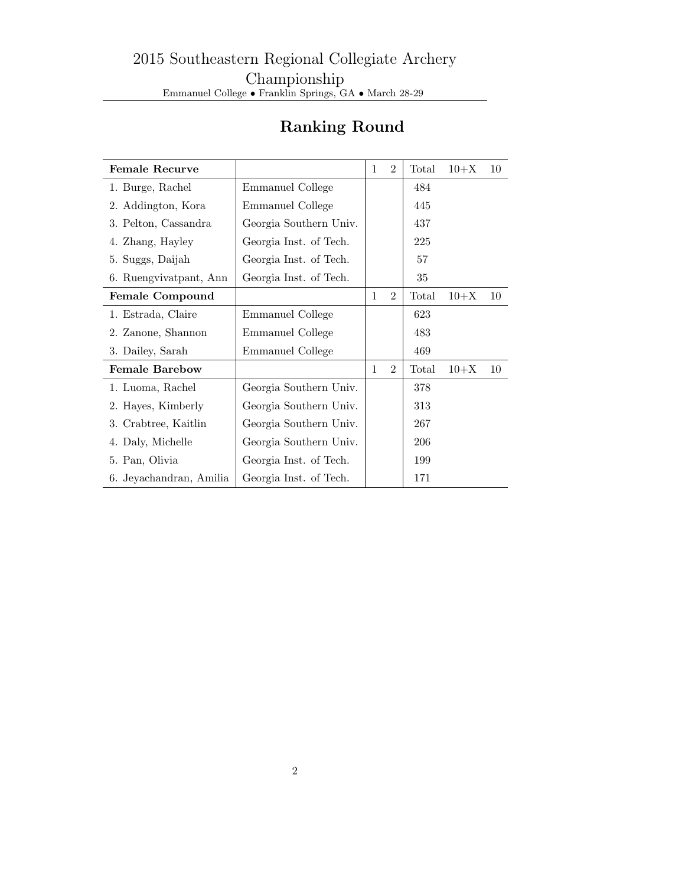## 2015 Southeastern Regional Collegiate Archery Championship

Emmanuel College • Franklin Springs, GA • March 28-29

# Ranking Round

| **Female Recurve** | | 1 | 2 | Total | 10+X | 10 |
|---|---|---|---|---|---|---|
| 1. Burge, Rachel | Emmanuel College | | | 484 | | |
| 2. Addington, Kora | Emmanuel College | | | 445 | | |
| 3. Pelton, Cassandra | Georgia Southern Univ. | | | 437 | | |
| 4. Zhang, Hayley | Georgia Inst. of Tech. | | | 225 | | |
| 5. Suggs, Daijah | Georgia Inst. of Tech. | | | 57 | | |
| 6. Ruengvivatpant, Ann | Georgia Inst. of Tech. | | | 35 | | |
| **Female Compound** | | 1 | 2 | Total | 10+X | 10 |
| 1. Estrada, Claire | Emmanuel College | | | 623 | | |
| 2. Zanone, Shannon | Emmanuel College | | | 483 | | |
| 3. Dailey, Sarah | Emmanuel College | | | 469 | | |
| **Female Barebow** | | 1 | 2 | Total | 10+X | 10 |
| 1. Luoma, Rachel | Georgia Southern Univ. | | | 378 | | |
| 2. Hayes, Kimberly | Georgia Southern Univ. | | | 313 | | |
| 3. Crabtree, Kaitlin | Georgia Southern Univ. | | | 267 | | |
| 4. Daly, Michelle | Georgia Southern Univ. | | | 206 | | |
| 5. Pan, Olivia | Georgia Inst. of Tech. | | | 199 | | |
| 6. Jeyachandran, Amilia | Georgia Inst. of Tech. | | | 171 | | |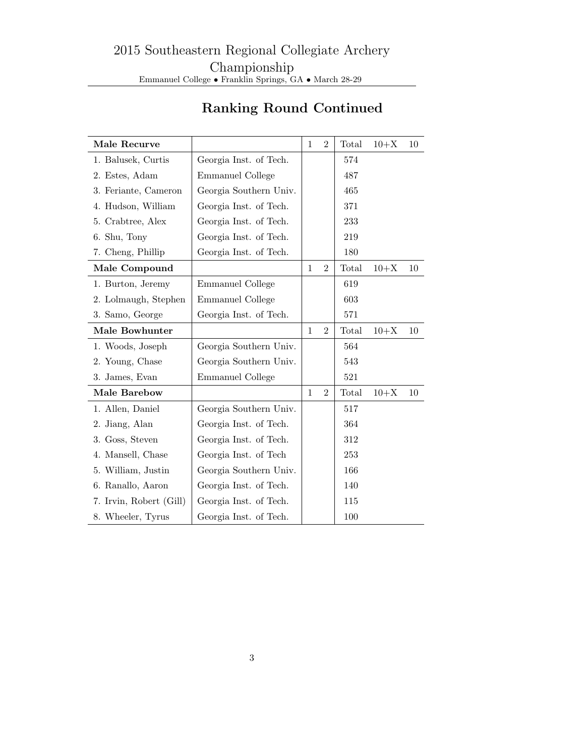# 2015 Southeastern Regional Collegiate Archery Championship

Emmanuel College • Franklin Springs, GA • March 28-29

## Ranking Round Continued

| **Male Recurve** | | 1 | 2 | Total | 10+X | 10 |
|---|---|---|---|---|---|---|
| 1. Balusek, Curtis | Georgia Inst. of Tech. | | | 574 | | |
| 2. Estes, Adam | Emmanuel College | | | 487 | | |
| 3. Feriante, Cameron | Georgia Southern Univ. | | | 465 | | |
| 4. Hudson, William | Georgia Inst. of Tech. | | | 371 | | |
| 5. Crabtree, Alex | Georgia Inst. of Tech. | | | 233 | | |
| 6. Shu, Tony | Georgia Inst. of Tech. | | | 219 | | |
| 7. Cheng, Phillip | Georgia Inst. of Tech. | | | 180 | | |
| **Male Compound** | | 1 | 2 | Total | 10+X | 10 |
| 1. Burton, Jeremy | Emmanuel College | | | 619 | | |
| 2. Lolmaugh, Stephen | Emmanuel College | | | 603 | | |
| 3. Samo, George | Georgia Inst. of Tech. | | | 571 | | |
| **Male Bowhunter** | | 1 | 2 | Total | 10+X | 10 |
| 1. Woods, Joseph | Georgia Southern Univ. | | | 564 | | |
| 2. Young, Chase | Georgia Southern Univ. | | | 543 | | |
| 3. James, Evan | Emmanuel College | | | 521 | | |
| **Male Barebow** | | 1 | 2 | Total | 10+X | 10 |
| 1. Allen, Daniel | Georgia Southern Univ. | | | 517 | | |
| 2. Jiang, Alan | Georgia Inst. of Tech. | | | 364 | | |
| 3. Goss, Steven | Georgia Inst. of Tech. | | | 312 | | |
| 4. Mansell, Chase | Georgia Inst. of Tech | | | 253 | | |
| 5. William, Justin | Georgia Southern Univ. | | | 166 | | |
| 6. Ranallo, Aaron | Georgia Inst. of Tech. | | | 140 | | |
| 7. Irvin, Robert (Gill) | Georgia Inst. of Tech. | | | 115 | | |
| 8. Wheeler, Tyrus | Georgia Inst. of Tech. | | | 100 | | |